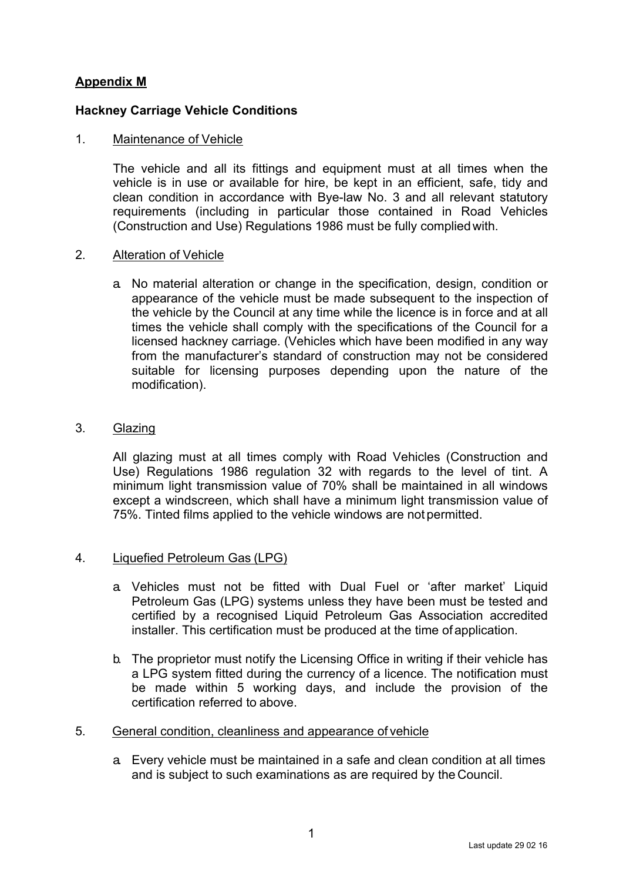## Appendix M

### Hackney Carriage Vehicle Conditions

1. Maintenance of Vehicle

   The vehicle and all its fittings and equipment must at all times when the vehicle is in use or available for hire, be kept in an efficient, safe, tidy and clean condition in accordance with Bye-law No. 3 and all relevant statutory requirements (including in particular those contained in Road Vehicles (Construction and Use) Regulations 1986 must be fully complied with.

2. Alteration of Vehicle

   a. No material alteration or change in the specification, design, condition or appearance of the vehicle must be made subsequent to the inspection of the vehicle by the Council at any time while the licence is in force and at all times the vehicle shall comply with the specifications of the Council for a licensed hackney carriage. (Vehicles which have been modified in any way from the manufacturer's standard of construction may not be considered suitable for licensing purposes depending upon the nature of the modification).

3. Glazing

   All glazing must at all times comply with Road Vehicles (Construction and Use) Regulations 1986 regulation 32 with regards to the level of tint. A minimum light transmission value of 70% shall be maintained in all windows except a windscreen, which shall have a minimum light transmission value of 75%. Tinted films applied to the vehicle windows are not permitted.

4. Liquefied Petroleum Gas (LPG)

   a. Vehicles must not be fitted with Dual Fuel or 'after market' Liquid Petroleum Gas (LPG) systems unless they have been must be tested and certified by a recognised Liquid Petroleum Gas Association accredited installer. This certification must be produced at the time of application.

   b. The proprietor must notify the Licensing Office in writing if their vehicle has a LPG system fitted during the currency of a licence. The notification must be made within 5 working days, and include the provision of the certification referred to above.

5. General condition, cleanliness and appearance of vehicle

   a. Every vehicle must be maintained in a safe and clean condition at all times and is subject to such examinations as are required by the Council.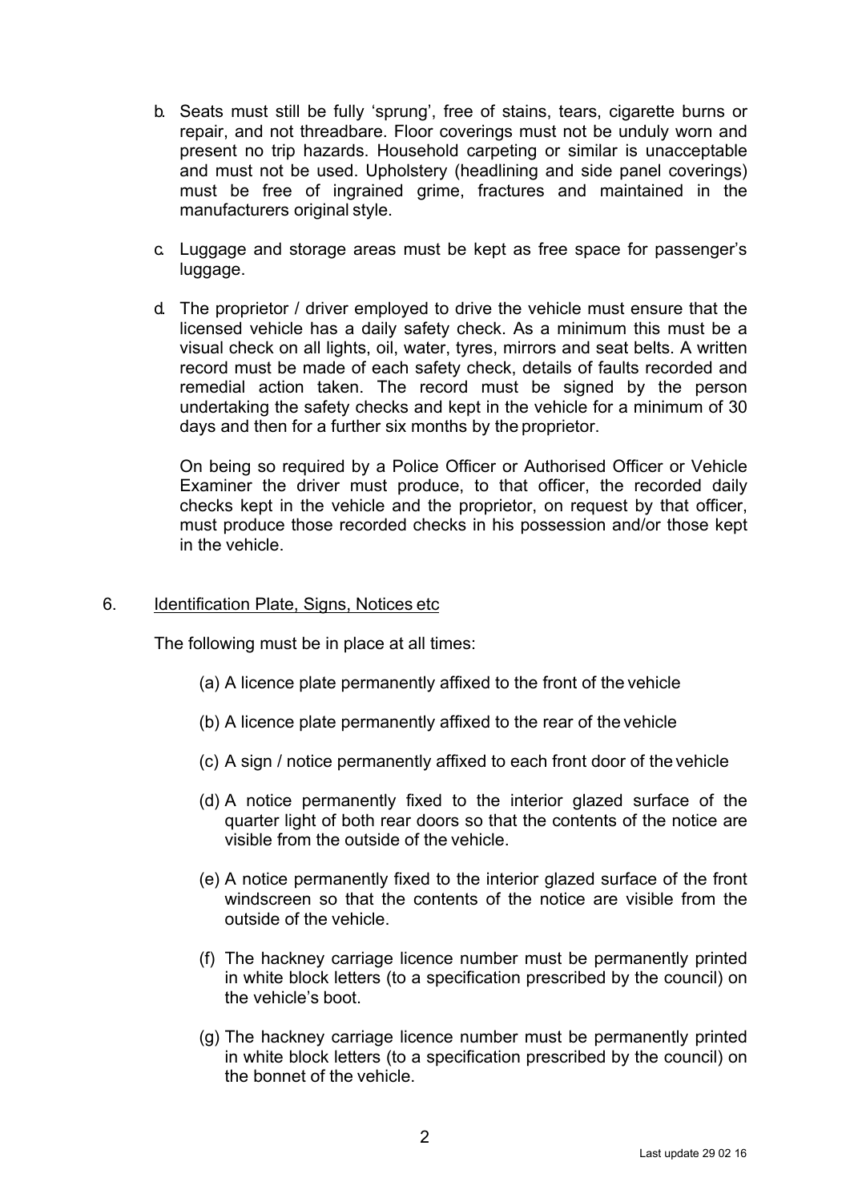b. Seats must still be fully 'sprung', free of stains, tears, cigarette burns or repair, and not threadbare. Floor coverings must not be unduly worn and present no trip hazards. Household carpeting or similar is unacceptable and must not be used. Upholstery (headlining and side panel coverings) must be free of ingrained grime, fractures and maintained in the manufacturers original style.

c. Luggage and storage areas must be kept as free space for passenger's luggage.

d. The proprietor / driver employed to drive the vehicle must ensure that the licensed vehicle has a daily safety check. As a minimum this must be a visual check on all lights, oil, water, tyres, mirrors and seat belts. A written record must be made of each safety check, details of faults recorded and remedial action taken. The record must be signed by the person undertaking the safety checks and kept in the vehicle for a minimum of 30 days and then for a further six months by the proprietor.

   On being so required by a Police Officer or Authorised Officer or Vehicle Examiner the driver must produce, to that officer, the recorded daily checks kept in the vehicle and the proprietor, on request by that officer, must produce those recorded checks in his possession and/or those kept in the vehicle.

6. <u>Identification Plate, Signs, Notices etc</u>

The following must be in place at all times:

(a) A licence plate permanently affixed to the front of the vehicle

(b) A licence plate permanently affixed to the rear of the vehicle

(c) A sign / notice permanently affixed to each front door of the vehicle

(d) A notice permanently fixed to the interior glazed surface of the quarter light of both rear doors so that the contents of the notice are visible from the outside of the vehicle.

(e) A notice permanently fixed to the interior glazed surface of the front windscreen so that the contents of the notice are visible from the outside of the vehicle.

(f) The hackney carriage licence number must be permanently printed in white block letters (to a specification prescribed by the council) on the vehicle's boot.

(g) The hackney carriage licence number must be permanently printed in white block letters (to a specification prescribed by the council) on the bonnet of the vehicle.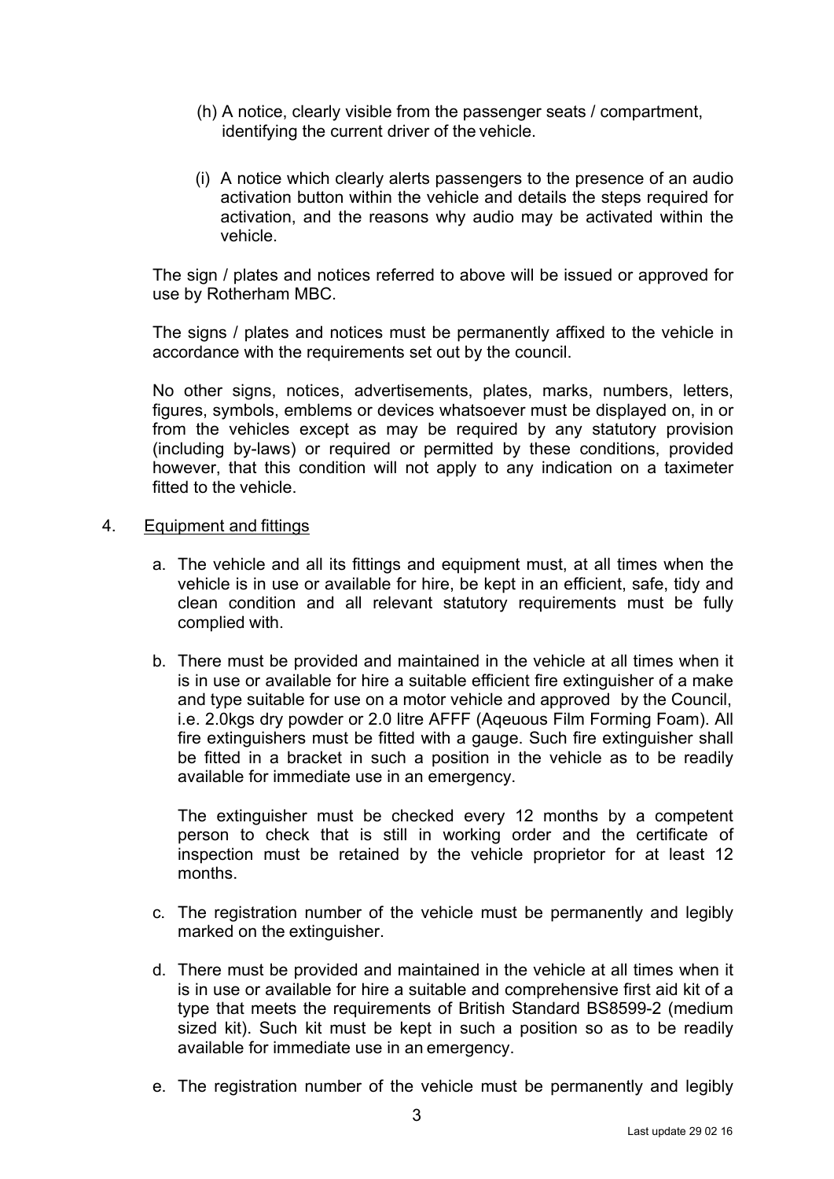(h) A notice, clearly visible from the passenger seats / compartment, identifying the current driver of the vehicle.

(i) A notice which clearly alerts passengers to the presence of an audio activation button within the vehicle and details the steps required for activation, and the reasons why audio may be activated within the vehicle.

The sign / plates and notices referred to above will be issued or approved for use by Rotherham MBC.

The signs / plates and notices must be permanently affixed to the vehicle in accordance with the requirements set out by the council.

No other signs, notices, advertisements, plates, marks, numbers, letters, figures, symbols, emblems or devices whatsoever must be displayed on, in or from the vehicles except as may be required by any statutory provision (including by-laws) or required or permitted by these conditions, provided however, that this condition will not apply to any indication on a taximeter fitted to the vehicle.

4. Equipment and fittings

a. The vehicle and all its fittings and equipment must, at all times when the vehicle is in use or available for hire, be kept in an efficient, safe, tidy and clean condition and all relevant statutory requirements must be fully complied with.

b. There must be provided and maintained in the vehicle at all times when it is in use or available for hire a suitable efficient fire extinguisher of a make and type suitable for use on a motor vehicle and approved by the Council, i.e. 2.0kgs dry powder or 2.0 litre AFFF (Aqeuous Film Forming Foam). All fire extinguishers must be fitted with a gauge. Such fire extinguisher shall be fitted in a bracket in such a position in the vehicle as to be readily available for immediate use in an emergency.

   The extinguisher must be checked every 12 months by a competent person to check that is still in working order and the certificate of inspection must be retained by the vehicle proprietor for at least 12 months.

c. The registration number of the vehicle must be permanently and legibly marked on the extinguisher.

d. There must be provided and maintained in the vehicle at all times when it is in use or available for hire a suitable and comprehensive first aid kit of a type that meets the requirements of British Standard BS8599-2 (medium sized kit). Such kit must be kept in such a position so as to be readily available for immediate use in an emergency.

e. The registration number of the vehicle must be permanently and legibly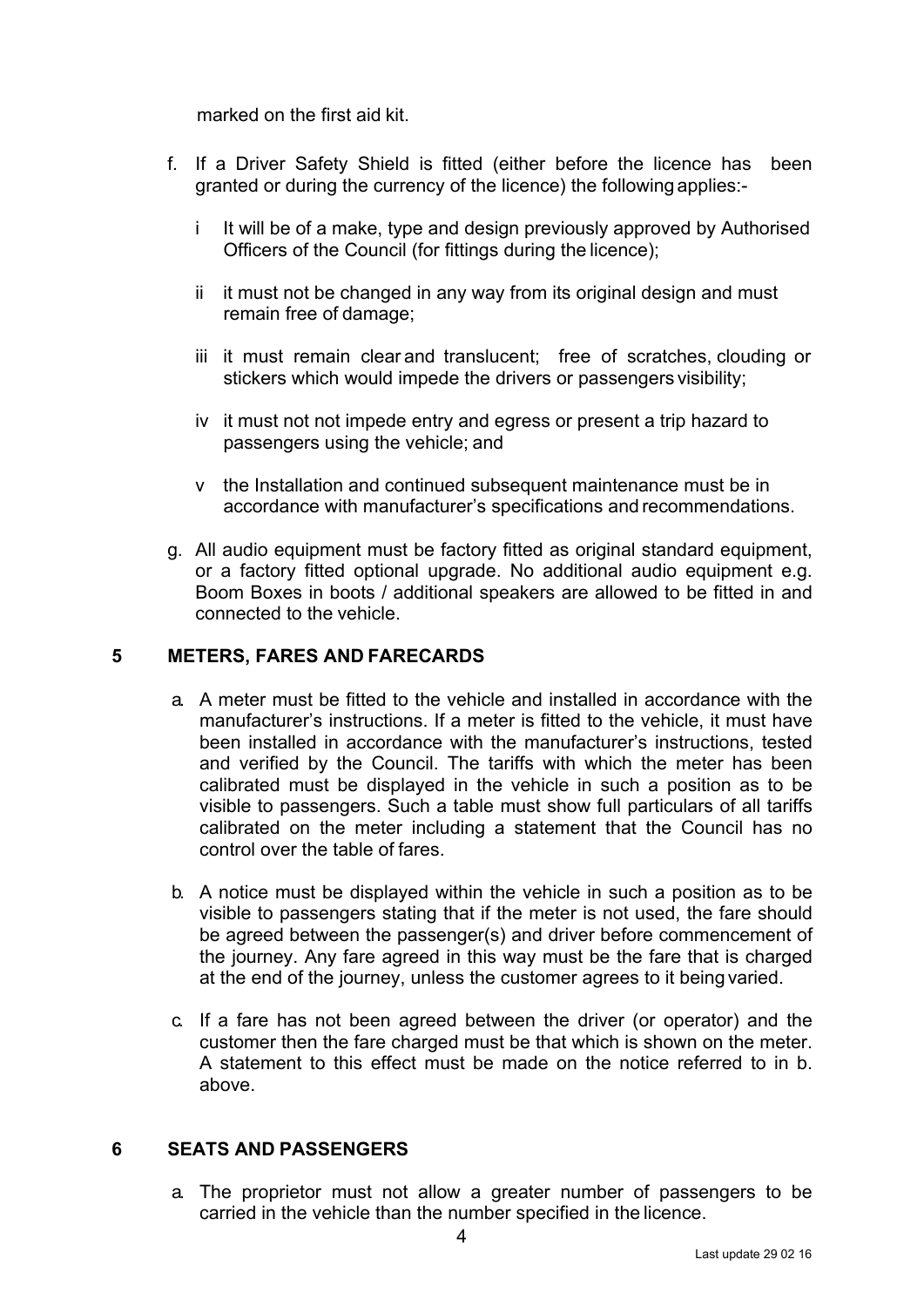marked on the first aid kit.

f. If a Driver Safety Shield is fitted (either before the licence has been granted or during the currency of the licence) the following applies:-

   i It will be of a make, type and design previously approved by Authorised Officers of the Council (for fittings during the licence);

   ii it must not be changed in any way from its original design and must remain free of damage;

   iii it must remain clear and translucent; free of scratches, clouding or stickers which would impede the drivers or passengers visibility;

   iv it must not not impede entry and egress or present a trip hazard to passengers using the vehicle; and

   v the Installation and continued subsequent maintenance must be in accordance with manufacturer's specifications and recommendations.

g. All audio equipment must be factory fitted as original standard equipment, or a factory fitted optional upgrade. No additional audio equipment e.g. Boom Boxes in boots / additional speakers are allowed to be fitted in and connected to the vehicle.

## 5 METERS, FARES AND FARECARDS

a. A meter must be fitted to the vehicle and installed in accordance with the manufacturer's instructions. If a meter is fitted to the vehicle, it must have been installed in accordance with the manufacturer's instructions, tested and verified by the Council. The tariffs with which the meter has been calibrated must be displayed in the vehicle in such a position as to be visible to passengers. Such a table must show full particulars of all tariffs calibrated on the meter including a statement that the Council has no control over the table of fares.

b. A notice must be displayed within the vehicle in such a position as to be visible to passengers stating that if the meter is not used, the fare should be agreed between the passenger(s) and driver before commencement of the journey. Any fare agreed in this way must be the fare that is charged at the end of the journey, unless the customer agrees to it being varied.

c. If a fare has not been agreed between the driver (or operator) and the customer then the fare charged must be that which is shown on the meter. A statement to this effect must be made on the notice referred to in b. above.

## 6 SEATS AND PASSENGERS

a. The proprietor must not allow a greater number of passengers to be carried in the vehicle than the number specified in the licence.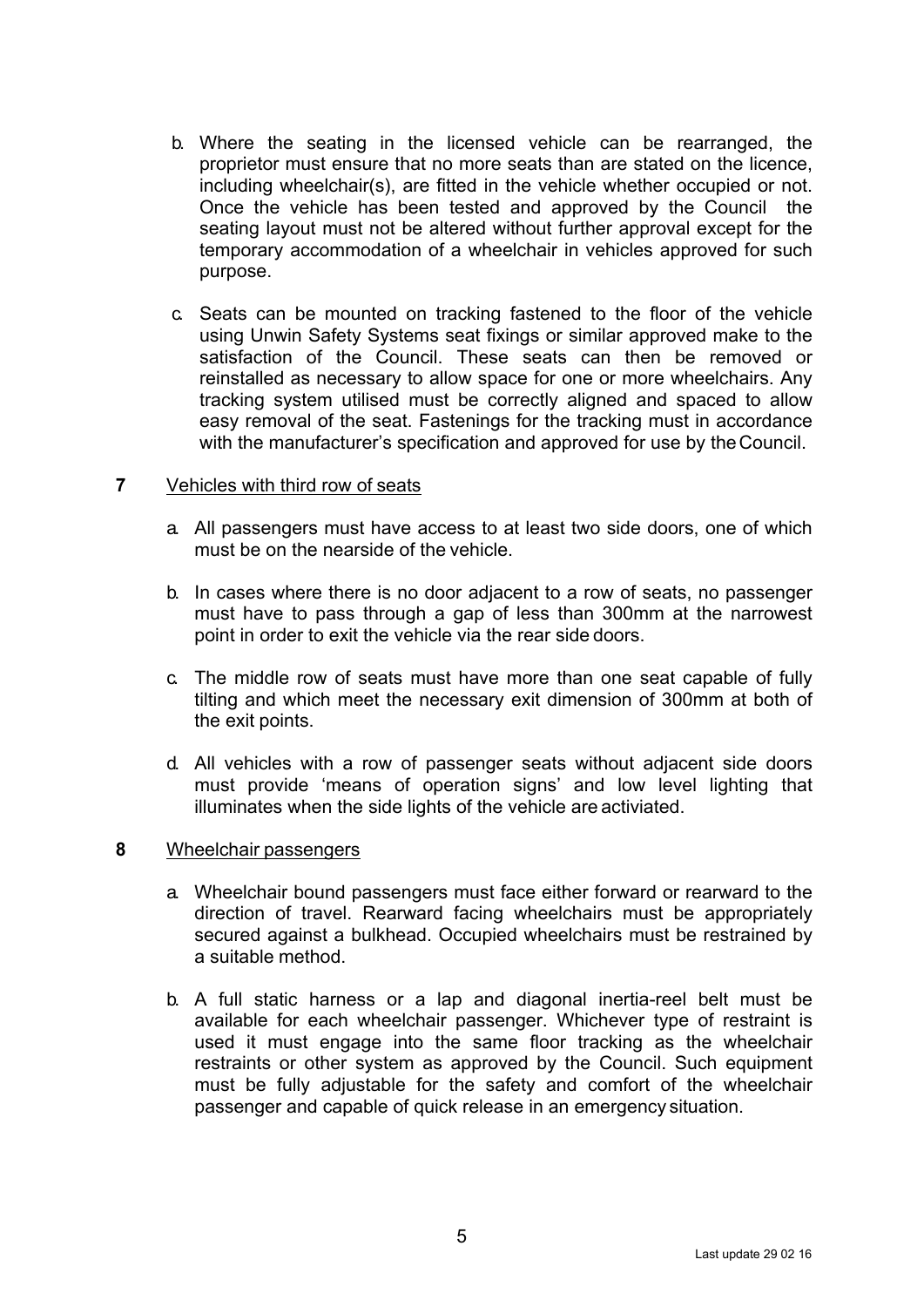b. Where the seating in the licensed vehicle can be rearranged, the proprietor must ensure that no more seats than are stated on the licence, including wheelchair(s), are fitted in the vehicle whether occupied or not. Once the vehicle has been tested and approved by the Council the seating layout must not be altered without further approval except for the temporary accommodation of a wheelchair in vehicles approved for such purpose.

c. Seats can be mounted on tracking fastened to the floor of the vehicle using Unwin Safety Systems seat fixings or similar approved make to the satisfaction of the Council. These seats can then be removed or reinstalled as necessary to allow space for one or more wheelchairs. Any tracking system utilised must be correctly aligned and spaced to allow easy removal of the seat. Fastenings for the tracking must in accordance with the manufacturer's specification and approved for use by the Council.

**7** Vehicles with third row of seats

a. All passengers must have access to at least two side doors, one of which must be on the nearside of the vehicle.

b. In cases where there is no door adjacent to a row of seats, no passenger must have to pass through a gap of less than 300mm at the narrowest point in order to exit the vehicle via the rear side doors.

c. The middle row of seats must have more than one seat capable of fully tilting and which meet the necessary exit dimension of 300mm at both of the exit points.

d. All vehicles with a row of passenger seats without adjacent side doors must provide 'means of operation signs' and low level lighting that illuminates when the side lights of the vehicle are activiated.

**8** Wheelchair passengers

a. Wheelchair bound passengers must face either forward or rearward to the direction of travel. Rearward facing wheelchairs must be appropriately secured against a bulkhead. Occupied wheelchairs must be restrained by a suitable method.

b. A full static harness or a lap and diagonal inertia-reel belt must be available for each wheelchair passenger. Whichever type of restraint is used it must engage into the same floor tracking as the wheelchair restraints or other system as approved by the Council. Such equipment must be fully adjustable for the safety and comfort of the wheelchair passenger and capable of quick release in an emergency situation.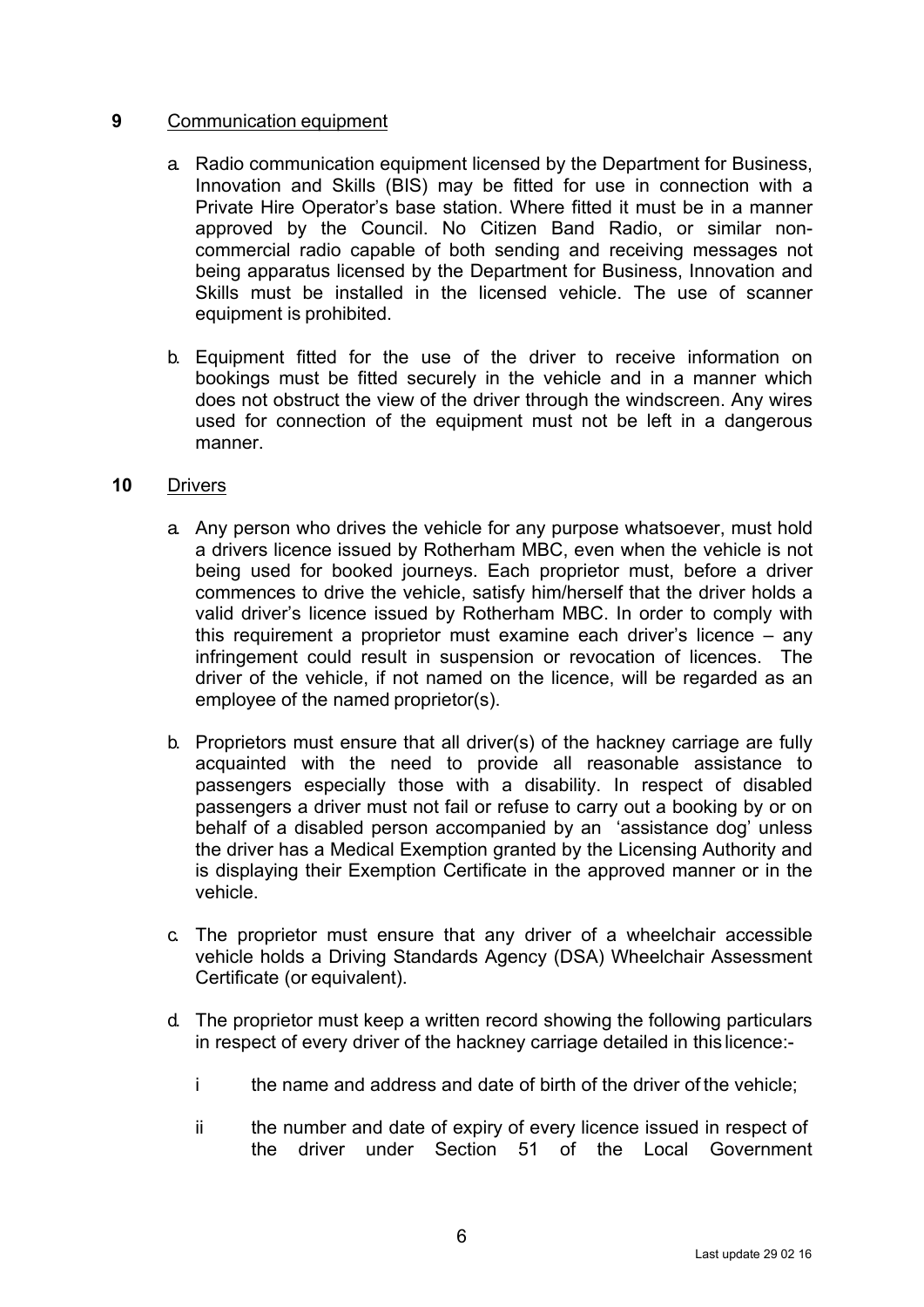## 9 Communication equipment

a. Radio communication equipment licensed by the Department for Business, Innovation and Skills (BIS) may be fitted for use in connection with a Private Hire Operator's base station. Where fitted it must be in a manner approved by the Council. No Citizen Band Radio, or similar non-commercial radio capable of both sending and receiving messages not being apparatus licensed by the Department for Business, Innovation and Skills must be installed in the licensed vehicle. The use of scanner equipment is prohibited.

b. Equipment fitted for the use of the driver to receive information on bookings must be fitted securely in the vehicle and in a manner which does not obstruct the view of the driver through the windscreen. Any wires used for connection of the equipment must not be left in a dangerous manner.

## 10 Drivers

a. Any person who drives the vehicle for any purpose whatsoever, must hold a drivers licence issued by Rotherham MBC, even when the vehicle is not being used for booked journeys. Each proprietor must, before a driver commences to drive the vehicle, satisfy him/herself that the driver holds a valid driver's licence issued by Rotherham MBC. In order to comply with this requirement a proprietor must examine each driver's licence – any infringement could result in suspension or revocation of licences. The driver of the vehicle, if not named on the licence, will be regarded as an employee of the named proprietor(s).

b. Proprietors must ensure that all driver(s) of the hackney carriage are fully acquainted with the need to provide all reasonable assistance to passengers especially those with a disability. In respect of disabled passengers a driver must not fail or refuse to carry out a booking by or on behalf of a disabled person accompanied by an 'assistance dog' unless the driver has a Medical Exemption granted by the Licensing Authority and is displaying their Exemption Certificate in the approved manner or in the vehicle.

c. The proprietor must ensure that any driver of a wheelchair accessible vehicle holds a Driving Standards Agency (DSA) Wheelchair Assessment Certificate (or equivalent).

d. The proprietor must keep a written record showing the following particulars in respect of every driver of the hackney carriage detailed in this licence:-

   i the name and address and date of birth of the driver of the vehicle;

   ii the number and date of expiry of every licence issued in respect of the driver under Section 51 of the Local Government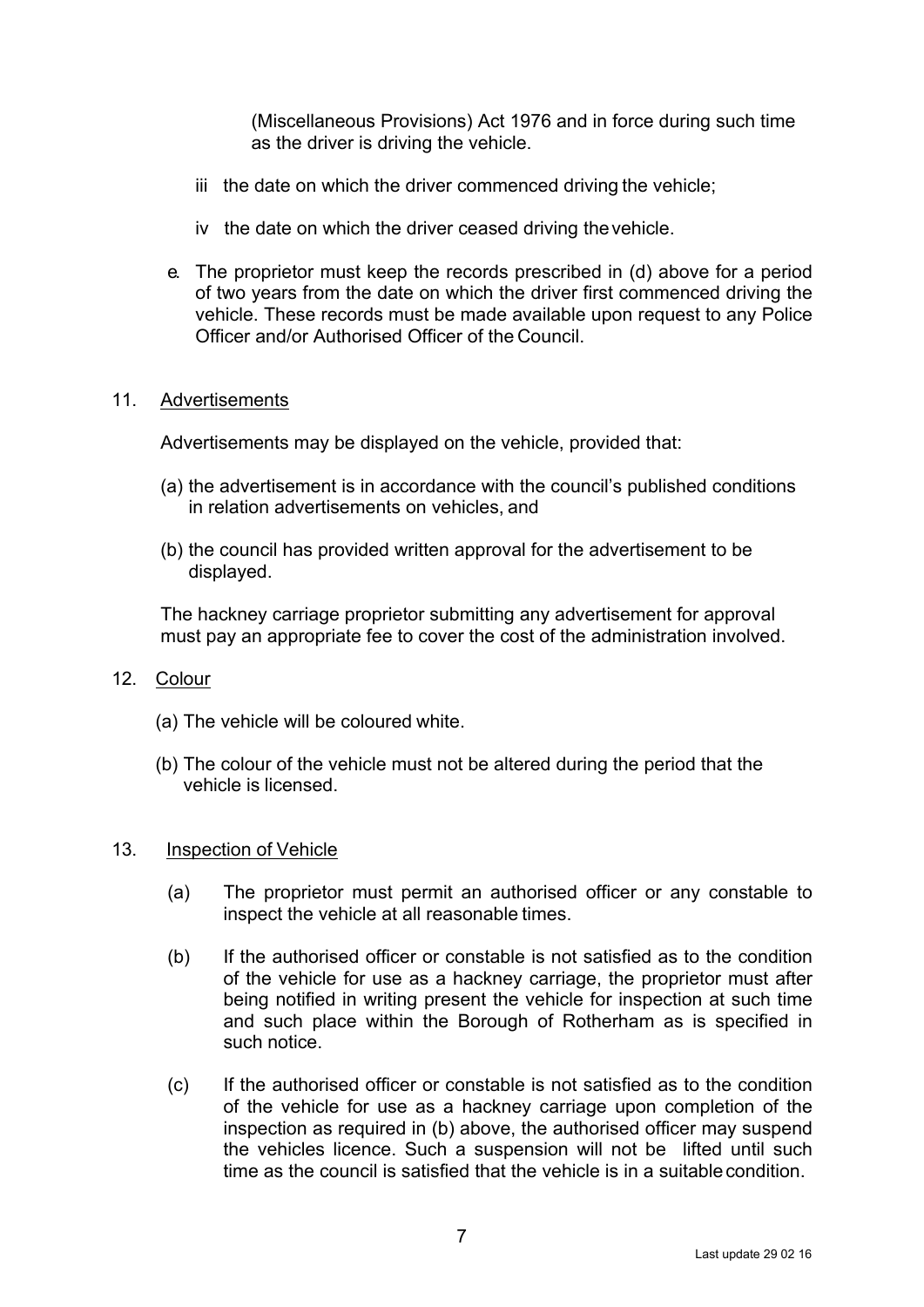(Miscellaneous Provisions) Act 1976 and in force during such time as the driver is driving the vehicle.

iii the date on which the driver commenced driving the vehicle;

iv the date on which the driver ceased driving the vehicle.

e. The proprietor must keep the records prescribed in (d) above for a period of two years from the date on which the driver first commenced driving the vehicle. These records must be made available upon request to any Police Officer and/or Authorised Officer of the Council.

11. Advertisements

Advertisements may be displayed on the vehicle, provided that:

(a) the advertisement is in accordance with the council's published conditions in relation advertisements on vehicles, and

(b) the council has provided written approval for the advertisement to be displayed.

The hackney carriage proprietor submitting any advertisement for approval must pay an appropriate fee to cover the cost of the administration involved.

12. Colour

(a) The vehicle will be coloured white.

(b) The colour of the vehicle must not be altered during the period that the vehicle is licensed.

13. Inspection of Vehicle

(a) The proprietor must permit an authorised officer or any constable to inspect the vehicle at all reasonable times.

(b) If the authorised officer or constable is not satisfied as to the condition of the vehicle for use as a hackney carriage, the proprietor must after being notified in writing present the vehicle for inspection at such time and such place within the Borough of Rotherham as is specified in such notice.

(c) If the authorised officer or constable is not satisfied as to the condition of the vehicle for use as a hackney carriage upon completion of the inspection as required in (b) above, the authorised officer may suspend the vehicles licence. Such a suspension will not be lifted until such time as the council is satisfied that the vehicle is in a suitable condition.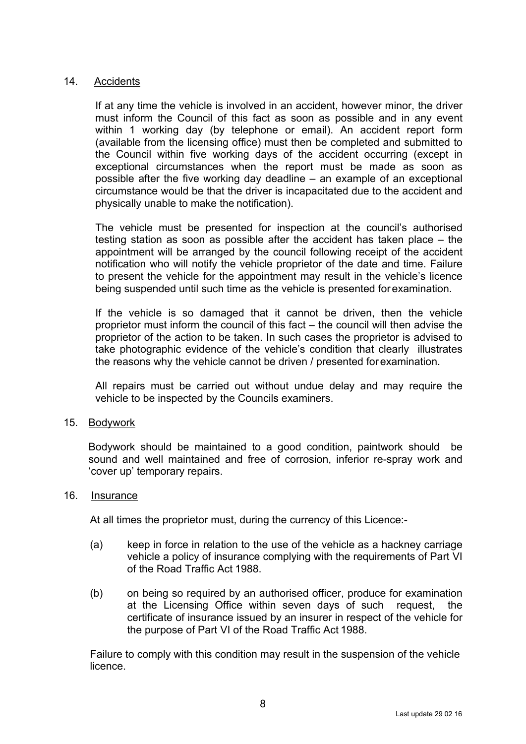## 14. Accidents

If at any time the vehicle is involved in an accident, however minor, the driver must inform the Council of this fact as soon as possible and in any event within 1 working day (by telephone or email). An accident report form (available from the licensing office) must then be completed and submitted to the Council within five working days of the accident occurring (except in exceptional circumstances when the report must be made as soon as possible after the five working day deadline – an example of an exceptional circumstance would be that the driver is incapacitated due to the accident and physically unable to make the notification).

The vehicle must be presented for inspection at the council's authorised testing station as soon as possible after the accident has taken place – the appointment will be arranged by the council following receipt of the accident notification who will notify the vehicle proprietor of the date and time. Failure to present the vehicle for the appointment may result in the vehicle's licence being suspended until such time as the vehicle is presented for examination.

If the vehicle is so damaged that it cannot be driven, then the vehicle proprietor must inform the council of this fact – the council will then advise the proprietor of the action to be taken. In such cases the proprietor is advised to take photographic evidence of the vehicle's condition that clearly illustrates the reasons why the vehicle cannot be driven / presented for examination.

All repairs must be carried out without undue delay and may require the vehicle to be inspected by the Councils examiners.

## 15. Bodywork

Bodywork should be maintained to a good condition, paintwork should be sound and well maintained and free of corrosion, inferior re-spray work and 'cover up' temporary repairs.

## 16. Insurance

At all times the proprietor must, during the currency of this Licence:-

(a) keep in force in relation to the use of the vehicle as a hackney carriage vehicle a policy of insurance complying with the requirements of Part VI of the Road Traffic Act 1988.

(b) on being so required by an authorised officer, produce for examination at the Licensing Office within seven days of such request, the certificate of insurance issued by an insurer in respect of the vehicle for the purpose of Part VI of the Road Traffic Act 1988.

Failure to comply with this condition may result in the suspension of the vehicle licence.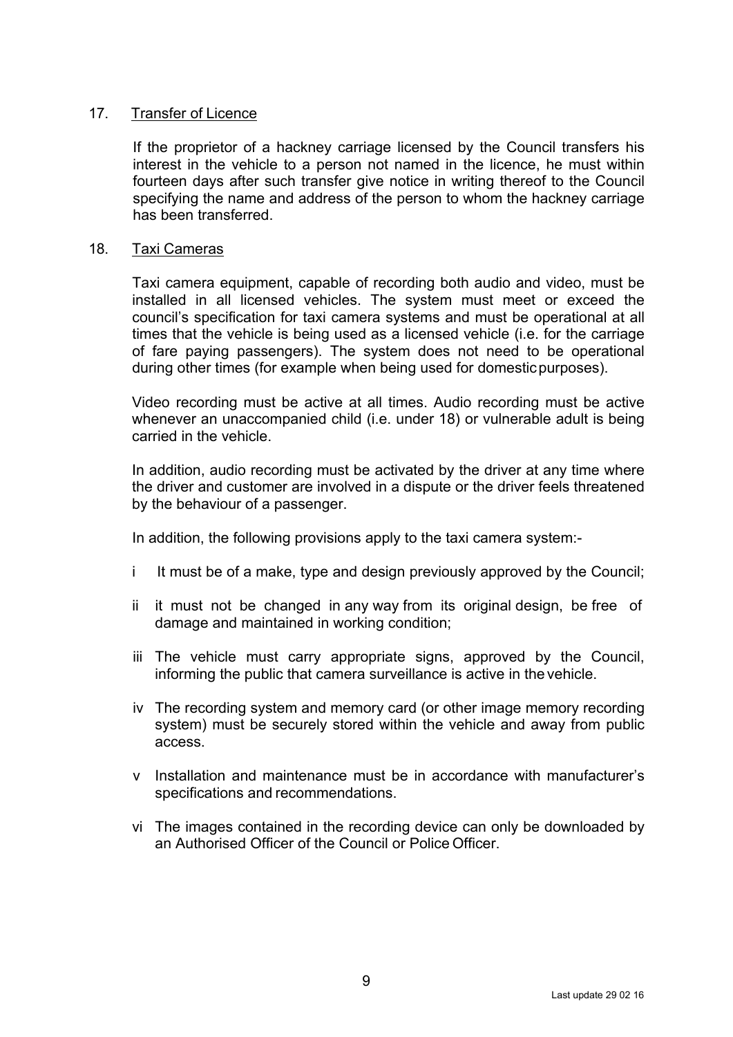17. <u>Transfer of Licence</u>

If the proprietor of a hackney carriage licensed by the Council transfers his interest in the vehicle to a person not named in the licence, he must within fourteen days after such transfer give notice in writing thereof to the Council specifying the name and address of the person to whom the hackney carriage has been transferred.

18. <u>Taxi Cameras</u>

Taxi camera equipment, capable of recording both audio and video, must be installed in all licensed vehicles. The system must meet or exceed the council's specification for taxi camera systems and must be operational at all times that the vehicle is being used as a licensed vehicle (i.e. for the carriage of fare paying passengers). The system does not need to be operational during other times (for example when being used for domestic purposes).

Video recording must be active at all times. Audio recording must be active whenever an unaccompanied child (i.e. under 18) or vulnerable adult is being carried in the vehicle.

In addition, audio recording must be activated by the driver at any time where the driver and customer are involved in a dispute or the driver feels threatened by the behaviour of a passenger.

In addition, the following provisions apply to the taxi camera system:-

- i It must be of a make, type and design previously approved by the Council;
- ii it must not be changed in any way from its original design, be free of damage and maintained in working condition;
- iii The vehicle must carry appropriate signs, approved by the Council, informing the public that camera surveillance is active in the vehicle.
- iv The recording system and memory card (or other image memory recording system) must be securely stored within the vehicle and away from public access.
- v Installation and maintenance must be in accordance with manufacturer's specifications and recommendations.
- vi The images contained in the recording device can only be downloaded by an Authorised Officer of the Council or Police Officer.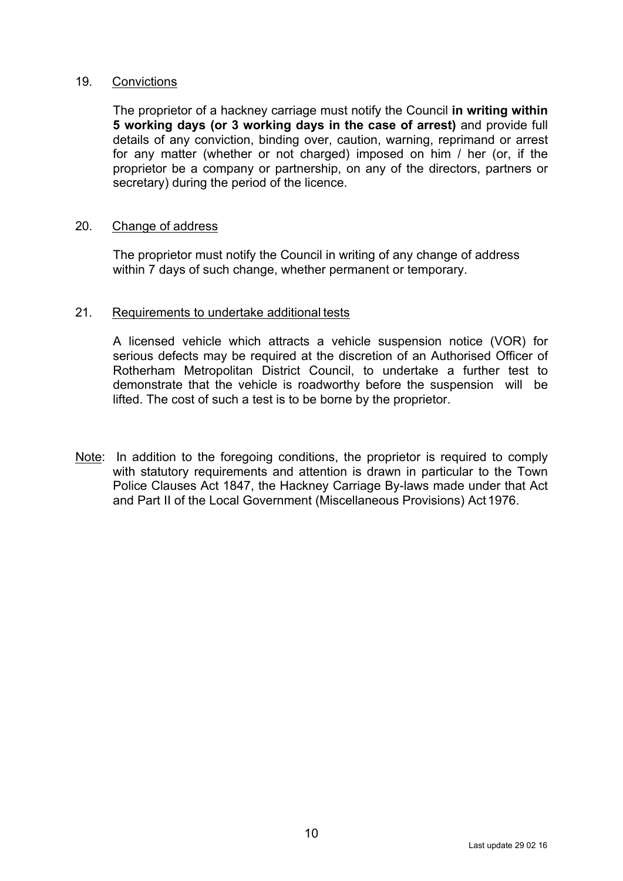19. <u>Convictions</u>

The proprietor of a hackney carriage must notify the Council **in writing within 5 working days (or 3 working days in the case of arrest)** and provide full details of any conviction, binding over, caution, warning, reprimand or arrest for any matter (whether or not charged) imposed on him / her (or, if the proprietor be a company or partnership, on any of the directors, partners or secretary) during the period of the licence.

20. <u>Change of address</u>

The proprietor must notify the Council in writing of any change of address within 7 days of such change, whether permanent or temporary.

21. <u>Requirements to undertake additional tests</u>

A licensed vehicle which attracts a vehicle suspension notice (VOR) for serious defects may be required at the discretion of an Authorised Officer of Rotherham Metropolitan District Council, to undertake a further test to demonstrate that the vehicle is roadworthy before the suspension will be lifted. The cost of such a test is to be borne by the proprietor.

<u>Note</u>: In addition to the foregoing conditions, the proprietor is required to comply with statutory requirements and attention is drawn in particular to the Town Police Clauses Act 1847, the Hackney Carriage By-laws made under that Act and Part II of the Local Government (Miscellaneous Provisions) Act 1976.